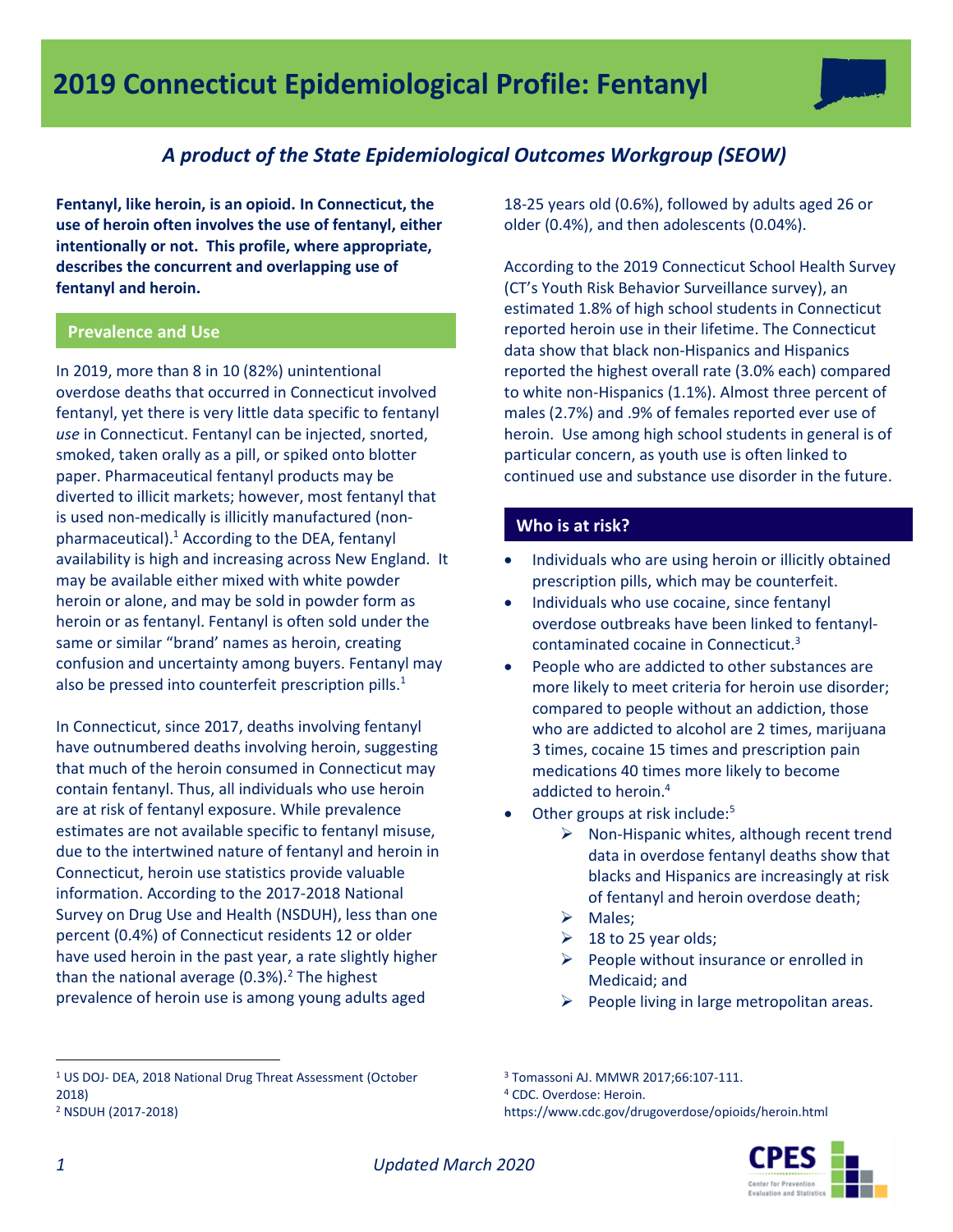# 2019 Connecticut Epidemiological Profile: Fentanyl

*A product of the State Epidemiological Outcomes Workgroup (SEOW)*

**Fentanyl, like heroin, is an opioid. In Connecticut, the use of heroin often involves the use of fentanyl, either intentionally or not. This profile, where appropriate, describes the concurrent and overlapping use of fentanyl and heroin.**

## Prevalence and Use

In 2019, more than 8 in 10 (82%) unintentional overdose deaths that occurred in Connecticut involved fentanyl, yet there is very little data specific to fentanyl *use* in Connecticut. Fentanyl can be injected, snorted, smoked, taken orally as a pill, or spiked onto blotter paper. Pharmaceutical fentanyl products may be diverted to illicit markets; however, most fentanyl that is used non-medically is illicitly manufactured (non-pharmaceutical).[1] According to the DEA, fentanyl availability is high and increasing across New England. It may be available either mixed with white powder heroin or alone, and may be sold in powder form as heroin or as fentanyl. Fentanyl is often sold under the same or similar "brand' names as heroin, creating confusion and uncertainty among buyers. Fentanyl may also be pressed into counterfeit prescription pills.[1]

In Connecticut, since 2017, deaths involving fentanyl have outnumbered deaths involving heroin, suggesting that much of the heroin consumed in Connecticut may contain fentanyl. Thus, all individuals who use heroin are at risk of fentanyl exposure. While prevalence estimates are not available specific to fentanyl misuse, due to the intertwined nature of fentanyl and heroin in Connecticut, heroin use statistics provide valuable information. According to the 2017-2018 National Survey on Drug Use and Health (NSDUH), less than one percent (0.4%) of Connecticut residents 12 or older have used heroin in the past year, a rate slightly higher than the national average (0.3%).[2] The highest prevalence of heroin use is among young adults aged 18-25 years old (0.6%), followed by adults aged 26 or older (0.4%), and then adolescents (0.04%).

According to the 2019 Connecticut School Health Survey (CT's Youth Risk Behavior Surveillance survey), an estimated 1.8% of high school students in Connecticut reported heroin use in their lifetime. The Connecticut data show that black non-Hispanics and Hispanics reported the highest overall rate (3.0% each) compared to white non-Hispanics (1.1%). Almost three percent of males (2.7%) and .9% of females reported ever use of heroin. Use among high school students in general is of particular concern, as youth use is often linked to continued use and substance use disorder in the future.

## Who is at risk?

- Individuals who are using heroin or illicitly obtained prescription pills, which may be counterfeit.
- Individuals who use cocaine, since fentanyl overdose outbreaks have been linked to fentanyl-contaminated cocaine in Connecticut.[3]
- People who are addicted to other substances are more likely to meet criteria for heroin use disorder; compared to people without an addiction, those who are addicted to alcohol are 2 times, marijuana 3 times, cocaine 15 times and prescription pain medications 40 times more likely to become addicted to heroin.[4]
- Other groups at risk include:[5]
    - Non-Hispanic whites, although recent trend data in overdose fentanyl deaths show that blacks and Hispanics are increasingly at risk of fentanyl and heroin overdose death;
    - Males;
    - 18 to 25 year olds;
    - People without insurance or enrolled in Medicaid; and
    - People living in large metropolitan areas.

---

[1] US DOJ- DEA, 2018 National Drug Threat Assessment (October 2018)
[2] NSDUH (2017-2018)
[3] Tomassoni AJ. MMWR 2017;66:107-111.
[4] CDC. Overdose: Heroin. https://www.cdc.gov/drugoverdose/opioids/heroin.html

Updated March 2020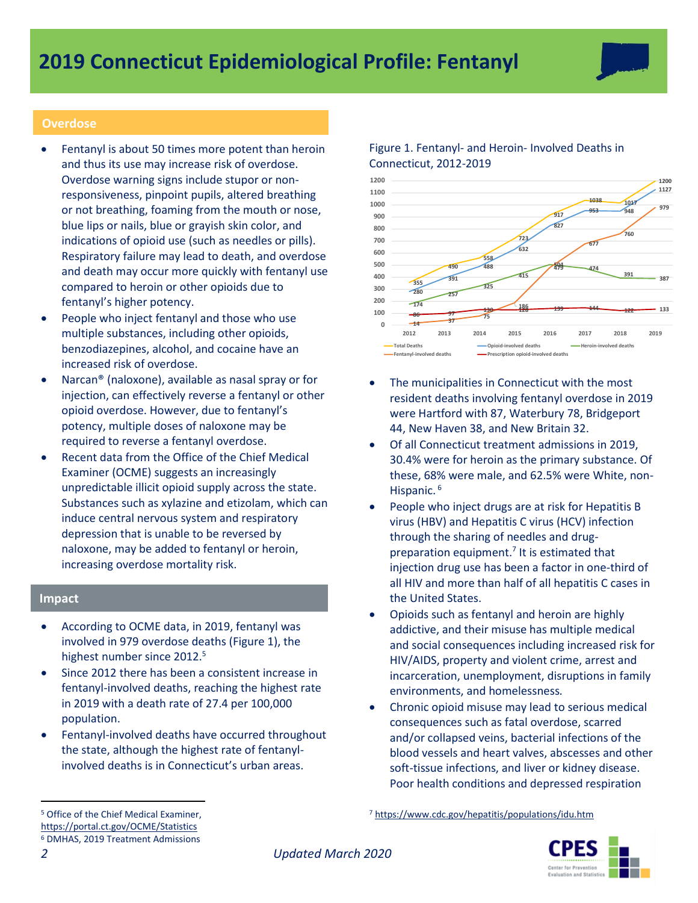# 2019 Connecticut Epidemiological Profile: Fentanyl

## Overdose

- Fentanyl is about 50 times more potent than heroin and thus its use may increase risk of overdose. Overdose warning signs include stupor or non-responsiveness, pinpoint pupils, altered breathing or not breathing, foaming from the mouth or nose, blue lips or nails, blue or grayish skin color, and indications of opioid use (such as needles or pills). Respiratory failure may lead to death, and overdose and death may occur more quickly with fentanyl use compared to heroin or other opioids due to fentanyl's higher potency.
- People who inject fentanyl and those who use multiple substances, including other opioids, benzodiazepines, alcohol, and cocaine have an increased risk of overdose.
- Narcan® (naloxone), available as nasal spray or for injection, can effectively reverse a fentanyl or other opioid overdose. However, due to fentanyl's potency, multiple doses of naloxone may be required to reverse a fentanyl overdose.
- Recent data from the Office of the Chief Medical Examiner (OCME) suggests an increasingly unpredictable illicit opioid supply across the state. Substances such as xylazine and etizolam, which can induce central nervous system and respiratory depression that is unable to be reversed by naloxone, may be added to fentanyl or heroin, increasing overdose mortality risk.

## Impact

- According to OCME data, in 2019, fentanyl was involved in 979 overdose deaths (Figure 1), the highest number since 2012.[5]
- Since 2012 there has been a consistent increase in fentanyl-involved deaths, reaching the highest rate in 2019 with a death rate of 27.4 per 100,000 population.
- Fentanyl-involved deaths have occurred throughout the state, although the highest rate of fentanyl-involved deaths is in Connecticut's urban areas.

Figure 1. Fentanyl- and Heroin- Involved Deaths in Connecticut, 2012-2019

| Year | Total Deaths | Opioid-involved deaths | Heroin-involved deaths | Fentanyl-involved deaths | Prescription opioid-involved deaths |
|---|---|---|---|---|---|
| 2012 | 355 | 280 | 174 | 14 | 86 |
| 2013 | 490 | 391 | 257 | 37 | 97 |
| 2014 | 558 | 488 | 325 | 75 | 130 |
| 2015 | 723 | 632 | 415 | 186 | 128 |
| 2016 | 917 | 827 | 504 | 479 | 139 |
| 2017 | 1038 | 953 | 474 | 677 | 144 |
| 2018 | 1017 | 948 | 391 | 760 | 122 |
| 2019 | 1200 | 1127 | 387 | 979 | 133 |

- The municipalities in Connecticut with the most resident deaths involving fentanyl overdose in 2019 were Hartford with 87, Waterbury 78, Bridgeport 44, New Haven 38, and New Britain 32.
- Of all Connecticut treatment admissions in 2019, 30.4% were for heroin as the primary substance. Of these, 68% were male, and 62.5% were White, non-Hispanic.[6]
- People who inject drugs are at risk for Hepatitis B virus (HBV) and Hepatitis C virus (HCV) infection through the sharing of needles and drug-preparation equipment.[7] It is estimated that injection drug use has been a factor in one-third of all HIV and more than half of all hepatitis C cases in the United States.
- Opioids such as fentanyl and heroin are highly addictive, and their misuse has multiple medical and social consequences including increased risk for HIV/AIDS, property and violent crime, arrest and incarceration, unemployment, disruptions in family environments, and homelessness.
- Chronic opioid misuse may lead to serious medical consequences such as fatal overdose, scarred and/or collapsed veins, bacterial infections of the blood vessels and heart valves, abscesses and other soft-tissue infections, and liver or kidney disease. Poor health conditions and depressed respiration

[5] Office of the Chief Medical Examiner, https://portal.ct.gov/OCME/Statistics
[6] DMHAS, 2019 Treatment Admissions
[7] https://www.cdc.gov/hepatitis/populations/idu.htm

*Updated March 2020*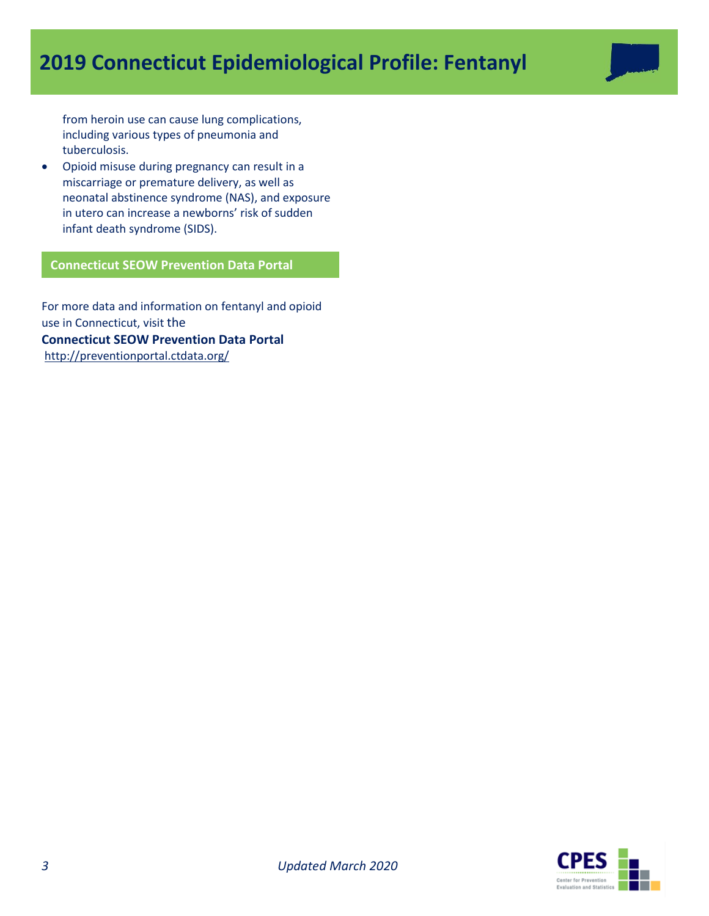from heroin use can cause lung complications, including various types of pneumonia and tuberculosis.

- Opioid misuse during pregnancy can result in a miscarriage or premature delivery, as well as neonatal abstinence syndrome (NAS), and exposure in utero can increase a newborns' risk of sudden infant death syndrome (SIDS).

## Connecticut SEOW Prevention Data Portal

For more data and information on fentanyl and opioid use in Connecticut, visit the

**Connecticut SEOW Prevention Data Portal**

http://preventionportal.ctdata.org/

*Updated March 2020*